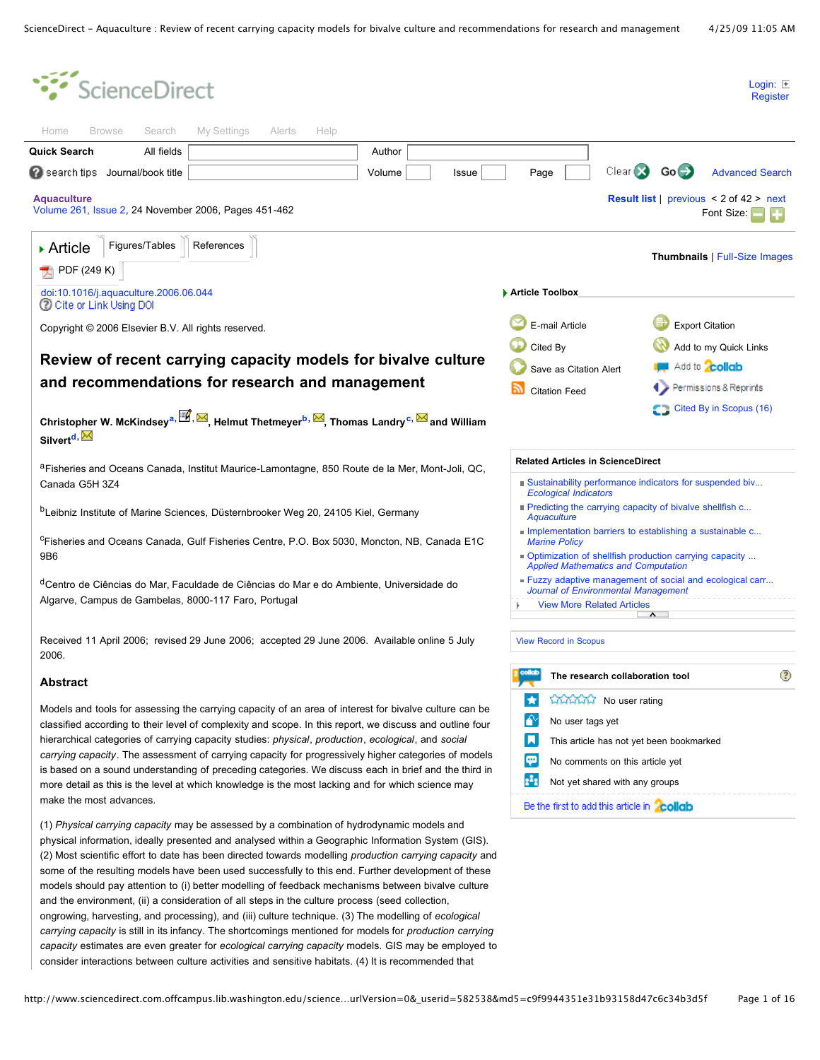**Aquaculture**
Volume 261, Issue 2, 24 November 2006, Pages 451-462

doi:10.1016/j.aquaculture.2006.06.044

Copyright © 2006 Elsevier B.V. All rights reserved.

# Review of recent carrying capacity models for bivalve culture and recommendations for research and management

**Christopher W. McKindsey**[a], **Helmut Thetmeyer**[b], **Thomas Landry**[c] and **William Silvert**[d]

[a]Fisheries and Oceans Canada, Institut Maurice-Lamontagne, 850 Route de la Mer, Mont-Joli, QC, Canada G5H 3Z4

[b]Leibniz Institute of Marine Sciences, Düsternbrooker Weg 20, 24105 Kiel, Germany

[c]Fisheries and Oceans Canada, Gulf Fisheries Centre, P.O. Box 5030, Moncton, NB, Canada E1C 9B6

[d]Centro de Ciências do Mar, Faculdade de Ciências do Mar e do Ambiente, Universidade do Algarve, Campus de Gambelas, 8000-117 Faro, Portugal

Received 11 April 2006; revised 29 June 2006; accepted 29 June 2006. Available online 5 July 2006.

## Abstract

Models and tools for assessing the carrying capacity of an area of interest for bivalve culture can be classified according to their level of complexity and scope. In this report, we discuss and outline four hierarchical categories of carrying capacity studies: *physical*, *production*, *ecological*, and *social carrying capacity*. The assessment of carrying capacity for progressively higher categories of models is based on a sound understanding of preceding categories. We discuss each in brief and the third in more detail as this is the level at which knowledge is the most lacking and for which science may make the most advances.

(1) *Physical carrying capacity* may be assessed by a combination of hydrodynamic models and physical information, ideally presented and analysed within a Geographic Information System (GIS). (2) Most scientific effort to date has been directed towards modelling *production carrying capacity* and some of the resulting models have been used successfully to this end. Further development of these models should pay attention to (i) better modelling of feedback mechanisms between bivalve culture and the environment, (ii) a consideration of all steps in the culture process (seed collection, ongrowing, harvesting, and processing), and (iii) culture technique. (3) The modelling of *ecological carrying capacity* is still in its infancy. The shortcomings mentioned for models for *production carrying capacity* estimates are even greater for *ecological carrying capacity* models. GIS may be employed to consider interactions between culture activities and sensitive habitats. (4) It is recommended that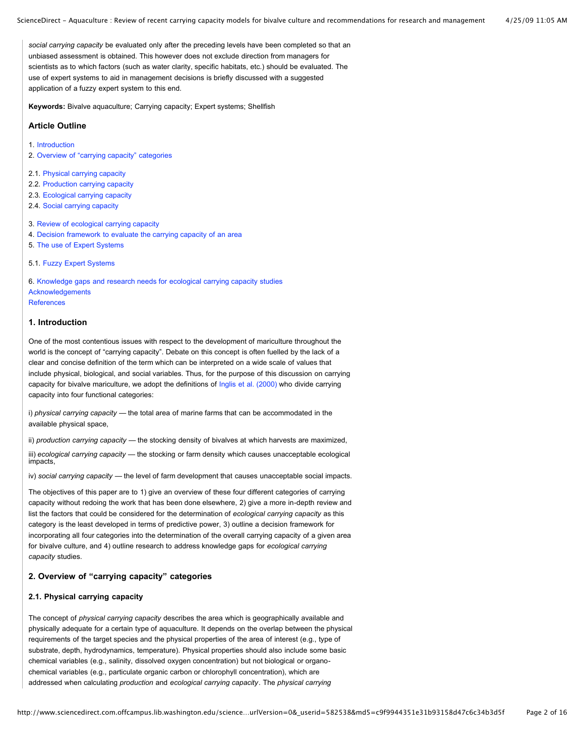*social carrying capacity* be evaluated only after the preceding levels have been completed so that an unbiased assessment is obtained. This however does not exclude direction from managers for scientists as to which factors (such as water clarity, specific habitats, etc.) should be evaluated. The use of expert systems to aid in management decisions is briefly discussed with a suggested application of a fuzzy expert system to this end.

**Keywords:** Bivalve aquaculture; Carrying capacity; Expert systems; Shellfish

### Article Outline

1. Introduction
2. Overview of "carrying capacity" categories

2.1. Physical carrying capacity
2.2. Production carrying capacity
2.3. Ecological carrying capacity
2.4. Social carrying capacity

3. Review of ecological carrying capacity
4. Decision framework to evaluate the carrying capacity of an area
5. The use of Expert Systems

5.1. Fuzzy Expert Systems

6. Knowledge gaps and research needs for ecological carrying capacity studies
Acknowledgements
References

### 1. Introduction

One of the most contentious issues with respect to the development of mariculture throughout the world is the concept of "carrying capacity". Debate on this concept is often fuelled by the lack of a clear and concise definition of the term which can be interpreted on a wide scale of values that include physical, biological, and social variables. Thus, for the purpose of this discussion on carrying capacity for bivalve mariculture, we adopt the definitions of Inglis et al. (2000) who divide carrying capacity into four functional categories:

i) *physical carrying capacity* — the total area of marine farms that can be accommodated in the available physical space,

ii) *production carrying capacity* — the stocking density of bivalves at which harvests are maximized,

iii) *ecological carrying capacity* — the stocking or farm density which causes unacceptable ecological impacts,

iv) *social carrying capacity* — the level of farm development that causes unacceptable social impacts.

The objectives of this paper are to 1) give an overview of these four different categories of carrying capacity without redoing the work that has been done elsewhere, 2) give a more in-depth review and list the factors that could be considered for the determination of *ecological carrying capacity* as this category is the least developed in terms of predictive power, 3) outline a decision framework for incorporating all four categories into the determination of the overall carrying capacity of a given area for bivalve culture, and 4) outline research to address knowledge gaps for *ecological carrying capacity* studies.

### 2. Overview of "carrying capacity" categories

#### 2.1. Physical carrying capacity

The concept of *physical carrying capacity* describes the area which is geographically available and physically adequate for a certain type of aquaculture. It depends on the overlap between the physical requirements of the target species and the physical properties of the area of interest (e.g., type of substrate, depth, hydrodynamics, temperature). Physical properties should also include some basic chemical variables (e.g., salinity, dissolved oxygen concentration) but not biological or organo-chemical variables (e.g., particulate organic carbon or chlorophyll concentration), which are addressed when calculating *production* and *ecological carrying capacity*. The *physical carrying*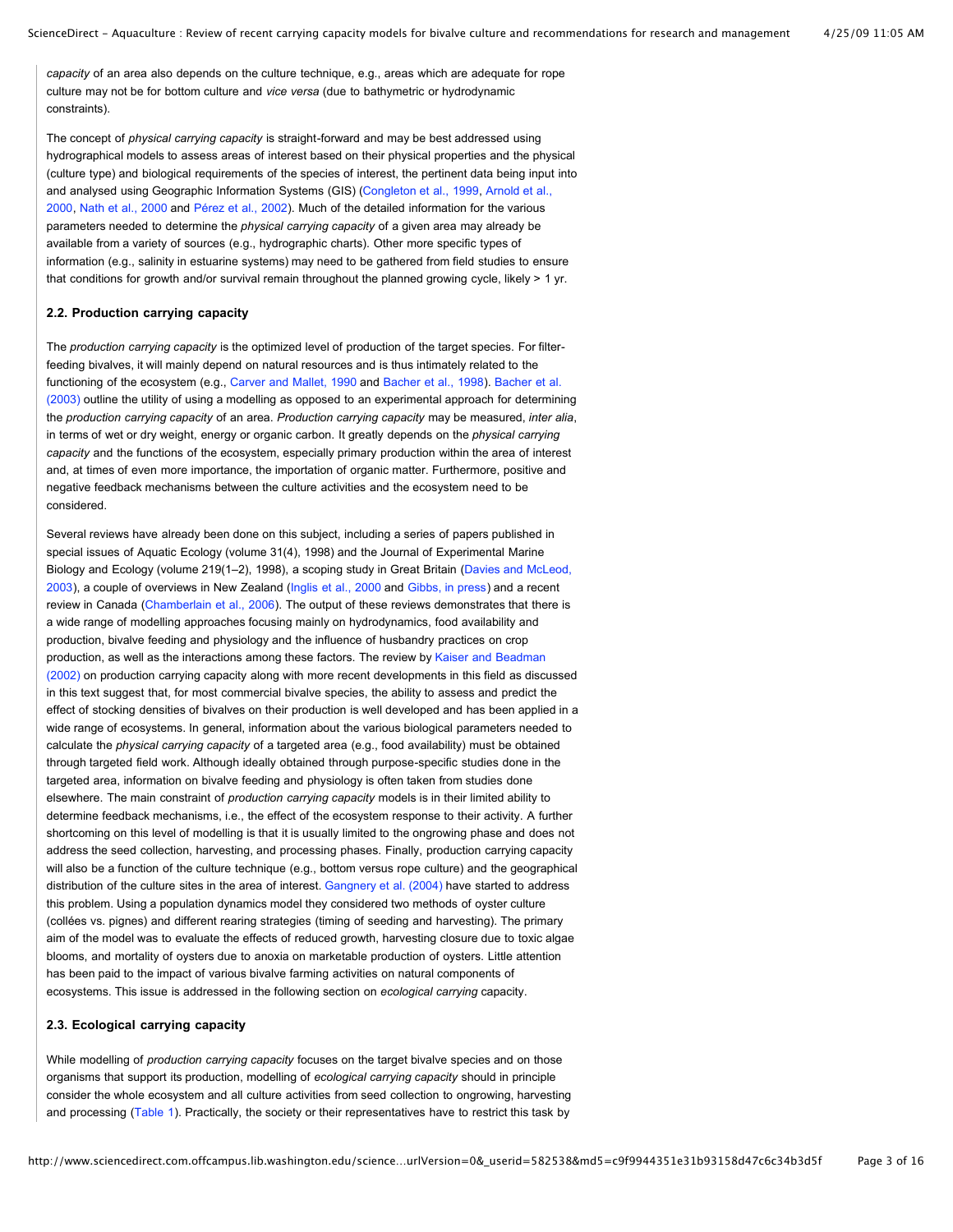*capacity* of an area also depends on the culture technique, e.g., areas which are adequate for rope culture may not be for bottom culture and *vice versa* (due to bathymetric or hydrodynamic constraints).

The concept of *physical carrying capacity* is straight-forward and may be best addressed using hydrographical models to assess areas of interest based on their physical properties and the physical (culture type) and biological requirements of the species of interest, the pertinent data being input into and analysed using Geographic Information Systems (GIS) (Congleton et al., 1999, Arnold et al., 2000, Nath et al., 2000 and Pérez et al., 2002). Much of the detailed information for the various parameters needed to determine the *physical carrying capacity* of a given area may already be available from a variety of sources (e.g., hydrographic charts). Other more specific types of information (e.g., salinity in estuarine systems) may need to be gathered from field studies to ensure that conditions for growth and/or survival remain throughout the planned growing cycle, likely > 1 yr.

### 2.2. Production carrying capacity

The *production carrying capacity* is the optimized level of production of the target species. For filter-feeding bivalves, it will mainly depend on natural resources and is thus intimately related to the functioning of the ecosystem (e.g., Carver and Mallet, 1990 and Bacher et al., 1998). Bacher et al. (2003) outline the utility of using a modelling as opposed to an experimental approach for determining the *production carrying capacity* of an area. *Production carrying capacity* may be measured, *inter alia*, in terms of wet or dry weight, energy or organic carbon. It greatly depends on the *physical carrying capacity* and the functions of the ecosystem, especially primary production within the area of interest and, at times of even more importance, the importation of organic matter. Furthermore, positive and negative feedback mechanisms between the culture activities and the ecosystem need to be considered.

Several reviews have already been done on this subject, including a series of papers published in special issues of Aquatic Ecology (volume 31(4), 1998) and the Journal of Experimental Marine Biology and Ecology (volume 219(1–2), 1998), a scoping study in Great Britain (Davies and McLeod, 2003), a couple of overviews in New Zealand (Inglis et al., 2000 and Gibbs, in press) and a recent review in Canada (Chamberlain et al., 2006). The output of these reviews demonstrates that there is a wide range of modelling approaches focusing mainly on hydrodynamics, food availability and production, bivalve feeding and physiology and the influence of husbandry practices on crop production, as well as the interactions among these factors. The review by Kaiser and Beadman (2002) on production carrying capacity along with more recent developments in this field as discussed in this text suggest that, for most commercial bivalve species, the ability to assess and predict the effect of stocking densities of bivalves on their production is well developed and has been applied in a wide range of ecosystems. In general, information about the various biological parameters needed to calculate the *physical carrying capacity* of a targeted area (e.g., food availability) must be obtained through targeted field work. Although ideally obtained through purpose-specific studies done in the targeted area, information on bivalve feeding and physiology is often taken from studies done elsewhere. The main constraint of *production carrying capacity* models is in their limited ability to determine feedback mechanisms, i.e., the effect of the ecosystem response to their activity. A further shortcoming on this level of modelling is that it is usually limited to the ongrowing phase and does not address the seed collection, harvesting, and processing phases. Finally, production carrying capacity will also be a function of the culture technique (e.g., bottom versus rope culture) and the geographical distribution of the culture sites in the area of interest. Gangnery et al. (2004) have started to address this problem. Using a population dynamics model they considered two methods of oyster culture (collées vs. pignes) and different rearing strategies (timing of seeding and harvesting). The primary aim of the model was to evaluate the effects of reduced growth, harvesting closure due to toxic algae blooms, and mortality of oysters due to anoxia on marketable production of oysters. Little attention has been paid to the impact of various bivalve farming activities on natural components of ecosystems. This issue is addressed in the following section on *ecological carrying* capacity.

### 2.3. Ecological carrying capacity

While modelling of *production carrying capacity* focuses on the target bivalve species and on those organisms that support its production, modelling of *ecological carrying capacity* should in principle consider the whole ecosystem and all culture activities from seed collection to ongrowing, harvesting and processing (Table 1). Practically, the society or their representatives have to restrict this task by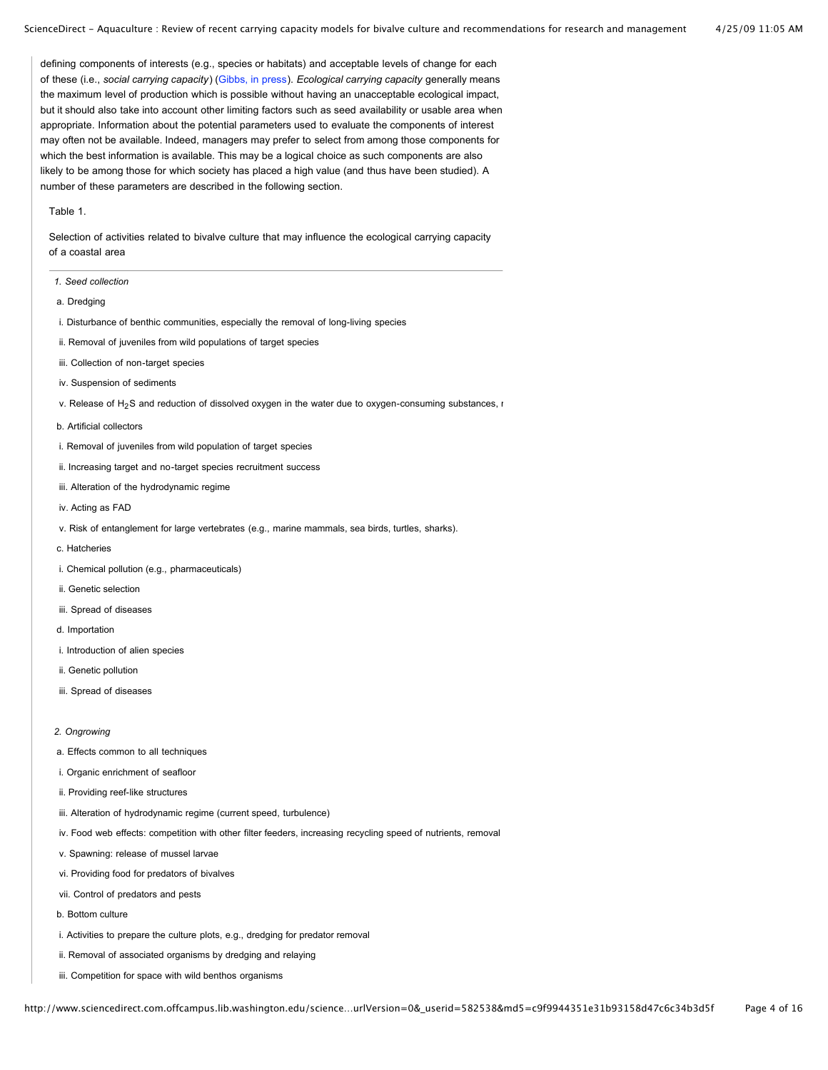defining components of interests (e.g., species or habitats) and acceptable levels of change for each of these (i.e., *social carrying capacity*) (Gibbs, in press). *Ecological carrying capacity* generally means the maximum level of production which is possible without having an unacceptable ecological impact, but it should also take into account other limiting factors such as seed availability or usable area when appropriate. Information about the potential parameters used to evaluate the components of interest may often not be available. Indeed, managers may prefer to select from among those components for which the best information is available. This may be a logical choice as such components are also likely to be among those for which society has placed a high value (and thus have been studied). A number of these parameters are described in the following section.

Table 1.

Selection of activities related to bivalve culture that may influence the ecological carrying capacity of a coastal area

*1. Seed collection*

a. Dredging

i. Disturbance of benthic communities, especially the removal of long-living species

ii. Removal of juveniles from wild populations of target species

iii. Collection of non-target species

iv. Suspension of sediments

v. Release of $H_2S$ and reduction of dissolved oxygen in the water due to oxygen-consuming substances, r

b. Artificial collectors

i. Removal of juveniles from wild population of target species

ii. Increasing target and no-target species recruitment success

iii. Alteration of the hydrodynamic regime

iv. Acting as FAD

v. Risk of entanglement for large vertebrates (e.g., marine mammals, sea birds, turtles, sharks).

c. Hatcheries

i. Chemical pollution (e.g., pharmaceuticals)

ii. Genetic selection

iii. Spread of diseases

d. Importation

i. Introduction of alien species

ii. Genetic pollution

iii. Spread of diseases

*2. Ongrowing*

a. Effects common to all techniques

i. Organic enrichment of seafloor

ii. Providing reef-like structures

iii. Alteration of hydrodynamic regime (current speed, turbulence)

iv. Food web effects: competition with other filter feeders, increasing recycling speed of nutrients, removal

v. Spawning: release of mussel larvae

vi. Providing food for predators of bivalves

vii. Control of predators and pests

b. Bottom culture

i. Activities to prepare the culture plots, e.g., dredging for predator removal

ii. Removal of associated organisms by dredging and relaying

iii. Competition for space with wild benthos organisms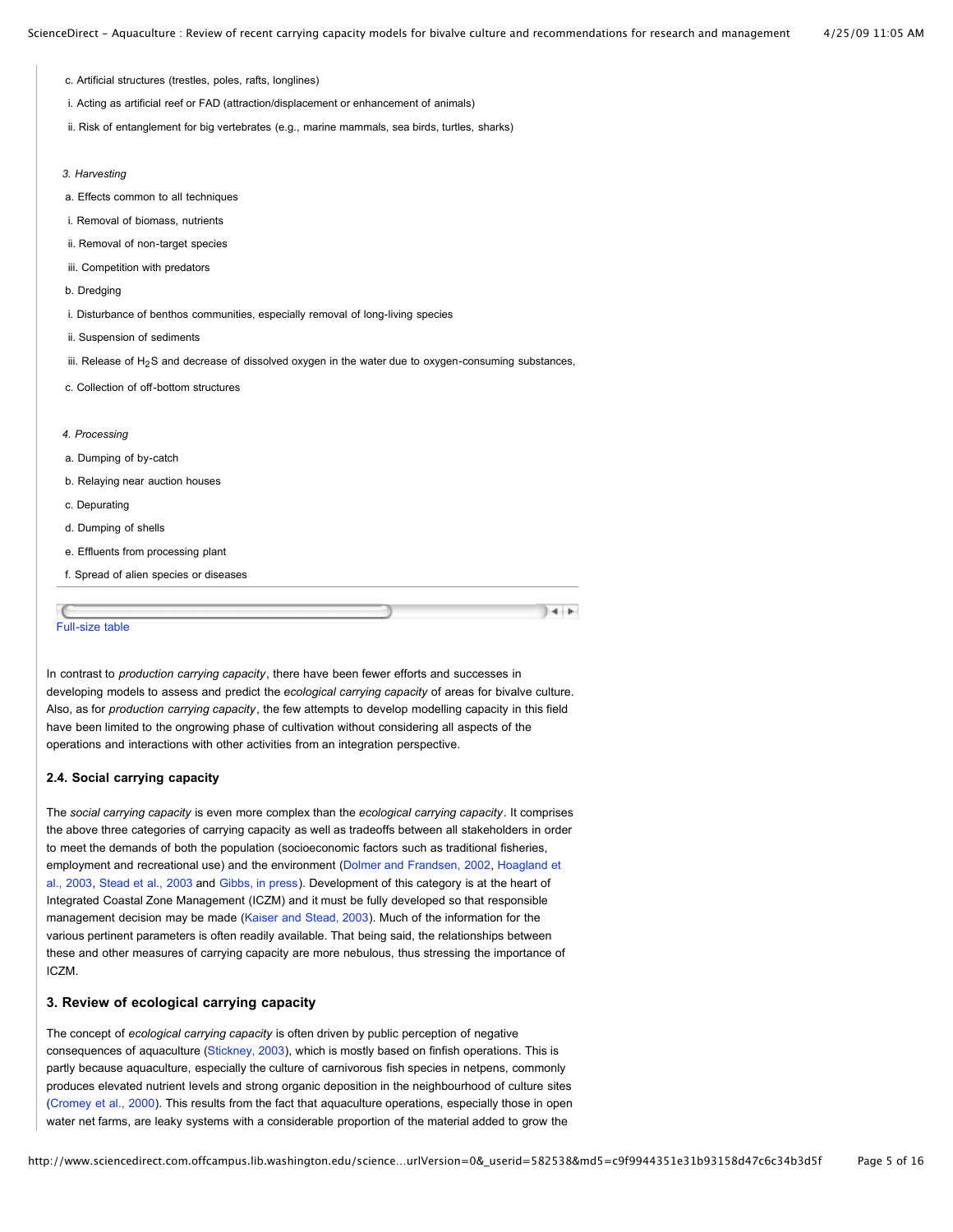c. Artificial structures (trestles, poles, rafts, longlines)

i. Acting as artificial reef or FAD (attraction/displacement or enhancement of animals)

ii. Risk of entanglement for big vertebrates (e.g., marine mammals, sea birds, turtles, sharks)

*3. Harvesting*

a. Effects common to all techniques

i. Removal of biomass, nutrients

ii. Removal of non-target species

iii. Competition with predators

b. Dredging

i. Disturbance of benthos communities, especially removal of long-living species

ii. Suspension of sediments

iii. Release of $H_2S$ and decrease of dissolved oxygen in the water due to oxygen-consuming substances,

c. Collection of off-bottom structures

*4. Processing*

a. Dumping of by-catch

b. Relaying near auction houses

c. Depurating

d. Dumping of shells

e. Effluents from processing plant

f. Spread of alien species or diseases

Full-size table

In contrast to *production carrying capacity*, there have been fewer efforts and successes in developing models to assess and predict the *ecological carrying capacity* of areas for bivalve culture. Also, as for *production carrying capacity*, the few attempts to develop modelling capacity in this field have been limited to the ongrowing phase of cultivation without considering all aspects of the operations and interactions with other activities from an integration perspective.

### 2.4. Social carrying capacity

The *social carrying capacity* is even more complex than the *ecological carrying capacity*. It comprises the above three categories of carrying capacity as well as tradeoffs between all stakeholders in order to meet the demands of both the population (socioeconomic factors such as traditional fisheries, employment and recreational use) and the environment (Dolmer and Frandsen, 2002, Hoagland et al., 2003, Stead et al., 2003 and Gibbs, in press). Development of this category is at the heart of Integrated Coastal Zone Management (ICZM) and it must be fully developed so that responsible management decision may be made (Kaiser and Stead, 2003). Much of the information for the various pertinent parameters is often readily available. That being said, the relationships between these and other measures of carrying capacity are more nebulous, thus stressing the importance of ICZM.

## 3. Review of ecological carrying capacity

The concept of *ecological carrying capacity* is often driven by public perception of negative consequences of aquaculture (Stickney, 2003), which is mostly based on finfish operations. This is partly because aquaculture, especially the culture of carnivorous fish species in netpens, commonly produces elevated nutrient levels and strong organic deposition in the neighbourhood of culture sites (Cromey et al., 2000). This results from the fact that aquaculture operations, especially those in open water net farms, are leaky systems with a considerable proportion of the material added to grow the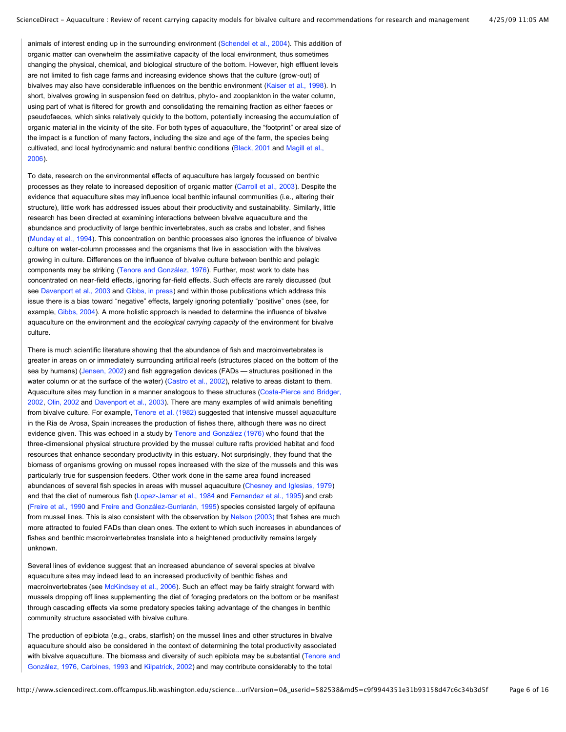animals of interest ending up in the surrounding environment (Schendel et al., 2004). This addition of organic matter can overwhelm the assimilative capacity of the local environment, thus sometimes changing the physical, chemical, and biological structure of the bottom. However, high effluent levels are not limited to fish cage farms and increasing evidence shows that the culture (grow-out) of bivalves may also have considerable influences on the benthic environment (Kaiser et al., 1998). In short, bivalves growing in suspension feed on detritus, phyto- and zooplankton in the water column, using part of what is filtered for growth and consolidating the remaining fraction as either faeces or pseudofaeces, which sinks relatively quickly to the bottom, potentially increasing the accumulation of organic material in the vicinity of the site. For both types of aquaculture, the "footprint" or areal size of the impact is a function of many factors, including the size and age of the farm, the species being cultivated, and local hydrodynamic and natural benthic conditions (Black, 2001 and Magill et al., 2006).

To date, research on the environmental effects of aquaculture has largely focussed on benthic processes as they relate to increased deposition of organic matter (Carroll et al., 2003). Despite the evidence that aquaculture sites may influence local benthic infaunal communities (i.e., altering their structure), little work has addressed issues about their productivity and sustainability. Similarly, little research has been directed at examining interactions between bivalve aquaculture and the abundance and productivity of large benthic invertebrates, such as crabs and lobster, and fishes (Munday et al., 1994). This concentration on benthic processes also ignores the influence of bivalve culture on water-column processes and the organisms that live in association with the bivalves growing in culture. Differences on the influence of bivalve culture between benthic and pelagic components may be striking (Tenore and González, 1976). Further, most work to date has concentrated on near-field effects, ignoring far-field effects. Such effects are rarely discussed (but see Davenport et al., 2003 and Gibbs, in press) and within those publications which address this issue there is a bias toward "negative" effects, largely ignoring potentially "positive" ones (see, for example, Gibbs, 2004). A more holistic approach is needed to determine the influence of bivalve aquaculture on the environment and the *ecological carrying capacity* of the environment for bivalve culture.

There is much scientific literature showing that the abundance of fish and macroinvertebrates is greater in areas on or immediately surrounding artificial reefs (structures placed on the bottom of the sea by humans) (Jensen, 2002) and fish aggregation devices (FADs — structures positioned in the water column or at the surface of the water) (Castro et al., 2002), relative to areas distant to them. Aquaculture sites may function in a manner analogous to these structures (Costa-Pierce and Bridger, 2002, Olin, 2002 and Davenport et al., 2003). There are many examples of wild animals benefiting from bivalve culture. For example, Tenore et al. (1982) suggested that intensive mussel aquaculture in the Ria de Arosa, Spain increases the production of fishes there, although there was no direct evidence given. This was echoed in a study by Tenore and González (1976) who found that the three-dimensional physical structure provided by the mussel culture rafts provided habitat and food resources that enhance secondary productivity in this estuary. Not surprisingly, they found that the biomass of organisms growing on mussel ropes increased with the size of the mussels and this was particularly true for suspension feeders. Other work done in the same area found increased abundances of several fish species in areas with mussel aquaculture (Chesney and Iglesias, 1979) and that the diet of numerous fish (Lopez-Jamar et al., 1984 and Fernandez et al., 1995) and crab (Freire et al., 1990 and Freire and González-Gurriarán, 1995) species consisted largely of epifauna from mussel lines. This is also consistent with the observation by Nelson (2003) that fishes are much more attracted to fouled FADs than clean ones. The extent to which such increases in abundances of fishes and benthic macroinvertebrates translate into a heightened productivity remains largely unknown.

Several lines of evidence suggest that an increased abundance of several species at bivalve aquaculture sites may indeed lead to an increased productivity of benthic fishes and macroinvertebrates (see McKindsey et al., 2006). Such an effect may be fairly straight forward with mussels dropping off lines supplementing the diet of foraging predators on the bottom or be manifest through cascading effects via some predatory species taking advantage of the changes in benthic community structure associated with bivalve culture.

The production of epibiota (e.g., crabs, starfish) on the mussel lines and other structures in bivalve aquaculture should also be considered in the context of determining the total productivity associated with bivalve aquaculture. The biomass and diversity of such epibiota may be substantial (Tenore and González, 1976, Carbines, 1993 and Kilpatrick, 2002) and may contribute considerably to the total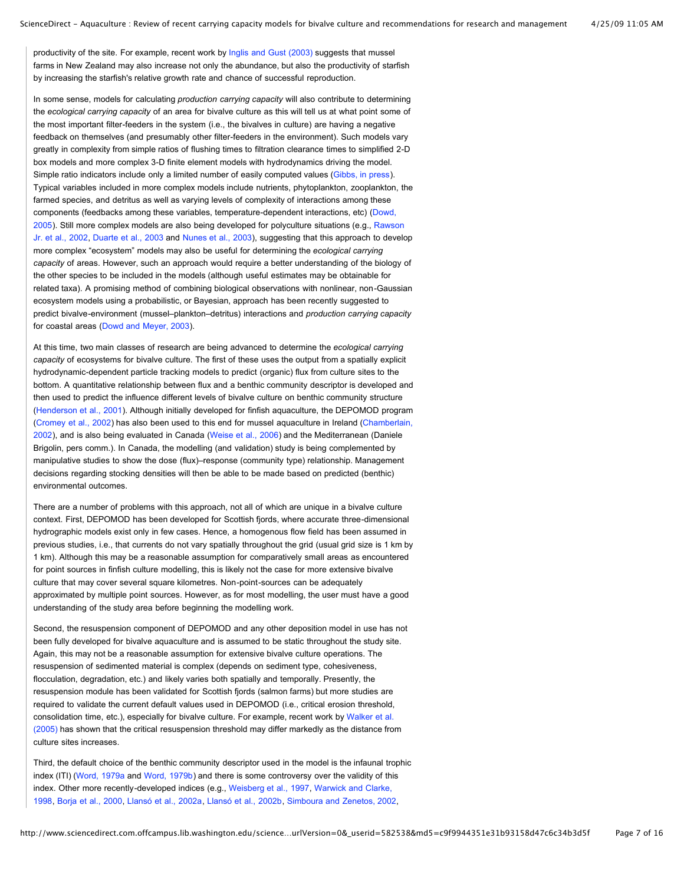productivity of the site. For example, recent work by Inglis and Gust (2003) suggests that mussel farms in New Zealand may also increase not only the abundance, but also the productivity of starfish by increasing the starfish's relative growth rate and chance of successful reproduction.

In some sense, models for calculating *production carrying capacity* will also contribute to determining the *ecological carrying capacity* of an area for bivalve culture as this will tell us at what point some of the most important filter-feeders in the system (i.e., the bivalves in culture) are having a negative feedback on themselves (and presumably other filter-feeders in the environment). Such models vary greatly in complexity from simple ratios of flushing times to filtration clearance times to simplified 2-D box models and more complex 3-D finite element models with hydrodynamics driving the model. Simple ratio indicators include only a limited number of easily computed values (Gibbs, in press). Typical variables included in more complex models include nutrients, phytoplankton, zooplankton, the farmed species, and detritus as well as varying levels of complexity of interactions among these components (feedbacks among these variables, temperature-dependent interactions, etc) (Dowd, 2005). Still more complex models are also being developed for polyculture situations (e.g., Rawson Jr. et al., 2002, Duarte et al., 2003 and Nunes et al., 2003), suggesting that this approach to develop more complex "ecosystem" models may also be useful for determining the *ecological carrying capacity* of areas. However, such an approach would require a better understanding of the biology of the other species to be included in the models (although useful estimates may be obtainable for related taxa). A promising method of combining biological observations with nonlinear, non-Gaussian ecosystem models using a probabilistic, or Bayesian, approach has been recently suggested to predict bivalve-environment (mussel–plankton–detritus) interactions and *production carrying capacity* for coastal areas (Dowd and Meyer, 2003).

At this time, two main classes of research are being advanced to determine the *ecological carrying capacity* of ecosystems for bivalve culture. The first of these uses the output from a spatially explicit hydrodynamic-dependent particle tracking models to predict (organic) flux from culture sites to the bottom. A quantitative relationship between flux and a benthic community descriptor is developed and then used to predict the influence different levels of bivalve culture on benthic community structure (Henderson et al., 2001). Although initially developed for finfish aquaculture, the DEPOMOD program (Cromey et al., 2002) has also been used to this end for mussel aquaculture in Ireland (Chamberlain, 2002), and is also being evaluated in Canada (Weise et al., 2006) and the Mediterranean (Daniele Brigolin, pers comm.). In Canada, the modelling (and validation) study is being complemented by manipulative studies to show the dose (flux)–response (community type) relationship. Management decisions regarding stocking densities will then be able to be made based on predicted (benthic) environmental outcomes.

There are a number of problems with this approach, not all of which are unique in a bivalve culture context. First, DEPOMOD has been developed for Scottish fjords, where accurate three-dimensional hydrographic models exist only in few cases. Hence, a homogenous flow field has been assumed in previous studies, i.e., that currents do not vary spatially throughout the grid (usual grid size is 1 km by 1 km). Although this may be a reasonable assumption for comparatively small areas as encountered for point sources in finfish culture modelling, this is likely not the case for more extensive bivalve culture that may cover several square kilometres. Non-point-sources can be adequately approximated by multiple point sources. However, as for most modelling, the user must have a good understanding of the study area before beginning the modelling work.

Second, the resuspension component of DEPOMOD and any other deposition model in use has not been fully developed for bivalve aquaculture and is assumed to be static throughout the study site. Again, this may not be a reasonable assumption for extensive bivalve culture operations. The resuspension of sedimented material is complex (depends on sediment type, cohesiveness, flocculation, degradation, etc.) and likely varies both spatially and temporally. Presently, the resuspension module has been validated for Scottish fjords (salmon farms) but more studies are required to validate the current default values used in DEPOMOD (i.e., critical erosion threshold, consolidation time, etc.), especially for bivalve culture. For example, recent work by Walker et al. (2005) has shown that the critical resuspension threshold may differ markedly as the distance from culture sites increases.

Third, the default choice of the benthic community descriptor used in the model is the infaunal trophic index (ITI) (Word, 1979a and Word, 1979b) and there is some controversy over the validity of this index. Other more recently-developed indices (e.g., Weisberg et al., 1997, Warwick and Clarke, 1998, Borja et al., 2000, Llansó et al., 2002a, Llansó et al., 2002b, Simboura and Zenetos, 2002,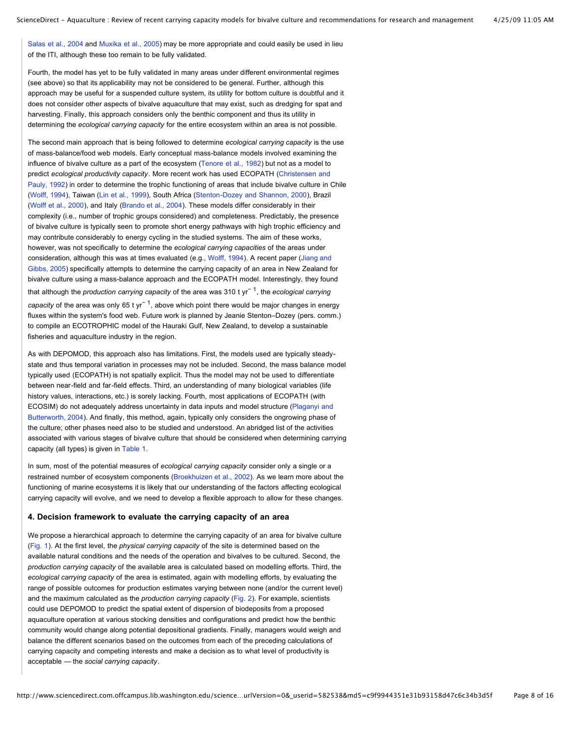Salas et al., 2004 and Muxika et al., 2005) may be more appropriate and could easily be used in lieu of the ITI, although these too remain to be fully validated.

Fourth, the model has yet to be fully validated in many areas under different environmental regimes (see above) so that its applicability may not be considered to be general. Further, although this approach may be useful for a suspended culture system, its utility for bottom culture is doubtful and it does not consider other aspects of bivalve aquaculture that may exist, such as dredging for spat and harvesting. Finally, this approach considers only the benthic component and thus its utility in determining the *ecological carrying capacity* for the entire ecosystem within an area is not possible.

The second main approach that is being followed to determine *ecological carrying capacity* is the use of mass-balance/food web models. Early conceptual mass-balance models involved examining the influence of bivalve culture as a part of the ecosystem (Tenore et al., 1982) but not as a model to predict *ecological productivity capacity*. More recent work has used ECOPATH (Christensen and Pauly, 1992) in order to determine the trophic functioning of areas that include bivalve culture in Chile (Wolff, 1994), Taiwan (Lin et al., 1999), South Africa (Stenton-Dozey and Shannon, 2000), Brazil (Wolff et al., 2000), and Italy (Brando et al., 2004). These models differ considerably in their complexity (i.e., number of trophic groups considered) and completeness. Predictably, the presence of bivalve culture is typically seen to promote short energy pathways with high trophic efficiency and may contribute considerably to energy cycling in the studied systems. The aim of these works, however, was not specifically to determine the *ecological carrying capacities* of the areas under consideration, although this was at times evaluated (e.g., Wolff, 1994). A recent paper (Jiang and Gibbs, 2005) specifically attempts to determine the carrying capacity of an area in New Zealand for bivalve culture using a mass-balance approach and the ECOPATH model. Interestingly, they found that although the *production carrying capacity* of the area was 310 t $yr^{-1}$, the *ecological carrying capacity* of the area was only 65 t $yr^{-1}$, above which point there would be major changes in energy fluxes within the system's food web. Future work is planned by Jeanie Stenton–Dozey (pers. comm.) to compile an ECOTROPHIC model of the Hauraki Gulf, New Zealand, to develop a sustainable fisheries and aquaculture industry in the region.

As with DEPOMOD, this approach also has limitations. First, the models used are typically steady-state and thus temporal variation in processes may not be included. Second, the mass balance model typically used (ECOPATH) is not spatially explicit. Thus the model may not be used to differentiate between near-field and far-field effects. Third, an understanding of many biological variables (life history values, interactions, etc.) is sorely lacking. Fourth, most applications of ECOPATH (with ECOSIM) do not adequately address uncertainty in data inputs and model structure (Plaganyi and Butterworth, 2004). And finally, this method, again, typically only considers the ongrowing phase of the culture; other phases need also to be studied and understood. An abridged list of the activities associated with various stages of bivalve culture that should be considered when determining carrying capacity (all types) is given in Table 1.

In sum, most of the potential measures of *ecological carrying capacity* consider only a single or a restrained number of ecosystem components (Broekhuizen et al., 2002). As we learn more about the functioning of marine ecosystems it is likely that our understanding of the factors affecting ecological carrying capacity will evolve, and we need to develop a flexible approach to allow for these changes.

## 4. Decision framework to evaluate the carrying capacity of an area

We propose a hierarchical approach to determine the carrying capacity of an area for bivalve culture (Fig. 1). At the first level, the *physical carrying capacity* of the site is determined based on the available natural conditions and the needs of the operation and bivalves to be cultured. Second, the *production carrying capacity* of the available area is calculated based on modelling efforts. Third, the *ecological carrying capacity* of the area is estimated, again with modelling efforts, by evaluating the range of possible outcomes for production estimates varying between none (and/or the current level) and the maximum calculated as the *production carrying capacity* (Fig. 2). For example, scientists could use DEPOMOD to predict the spatial extent of dispersion of biodeposits from a proposed aquaculture operation at various stocking densities and configurations and predict how the benthic community would change along potential depositional gradients. Finally, managers would weigh and balance the different scenarios based on the outcomes from each of the preceding calculations of carrying capacity and competing interests and make a decision as to what level of productivity is acceptable — the *social carrying capacity*.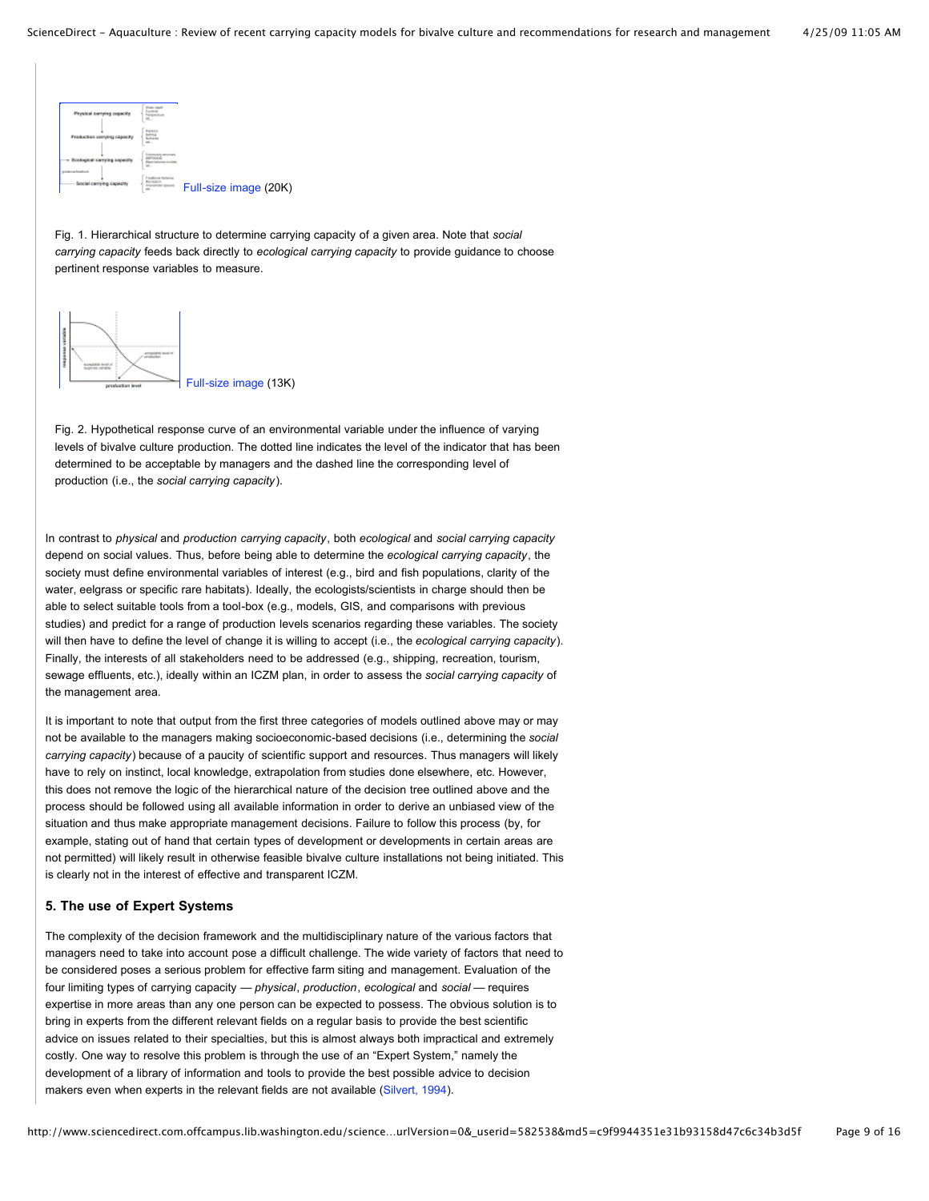Full-size image (20K)

Fig. 1. Hierarchical structure to determine carrying capacity of a given area. Note that *social carrying capacity* feeds back directly to *ecological carrying capacity* to provide guidance to choose pertinent response variables to measure.

Full-size image (13K)

Fig. 2. Hypothetical response curve of an environmental variable under the influence of varying levels of bivalve culture production. The dotted line indicates the level of the indicator that has been determined to be acceptable by managers and the dashed line the corresponding level of production (i.e., the *social carrying capacity*).

In contrast to *physical* and *production carrying capacity*, both *ecological* and *social carrying capacity* depend on social values. Thus, before being able to determine the *ecological carrying capacity*, the society must define environmental variables of interest (e.g., bird and fish populations, clarity of the water, eelgrass or specific rare habitats). Ideally, the ecologists/scientists in charge should then be able to select suitable tools from a tool-box (e.g., models, GIS, and comparisons with previous studies) and predict for a range of production levels scenarios regarding these variables. The society will then have to define the level of change it is willing to accept (i.e., the *ecological carrying capacity*). Finally, the interests of all stakeholders need to be addressed (e.g., shipping, recreation, tourism, sewage effluents, etc.), ideally within an ICZM plan, in order to assess the *social carrying capacity* of the management area.

It is important to note that output from the first three categories of models outlined above may or may not be available to the managers making socioeconomic-based decisions (i.e., determining the *social carrying capacity*) because of a paucity of scientific support and resources. Thus managers will likely have to rely on instinct, local knowledge, extrapolation from studies done elsewhere, etc. However, this does not remove the logic of the hierarchical nature of the decision tree outlined above and the process should be followed using all available information in order to derive an unbiased view of the situation and thus make appropriate management decisions. Failure to follow this process (by, for example, stating out of hand that certain types of development or developments in certain areas are not permitted) will likely result in otherwise feasible bivalve culture installations not being initiated. This is clearly not in the interest of effective and transparent ICZM.

### 5. The use of Expert Systems

The complexity of the decision framework and the multidisciplinary nature of the various factors that managers need to take into account pose a difficult challenge. The wide variety of factors that need to be considered poses a serious problem for effective farm siting and management. Evaluation of the four limiting types of carrying capacity — *physical*, *production*, *ecological* and *social* — requires expertise in more areas than any one person can be expected to possess. The obvious solution is to bring in experts from the different relevant fields on a regular basis to provide the best scientific advice on issues related to their specialties, but this is almost always both impractical and extremely costly. One way to resolve this problem is through the use of an "Expert System," namely the development of a library of information and tools to provide the best possible advice to decision makers even when experts in the relevant fields are not available (Silvert, 1994).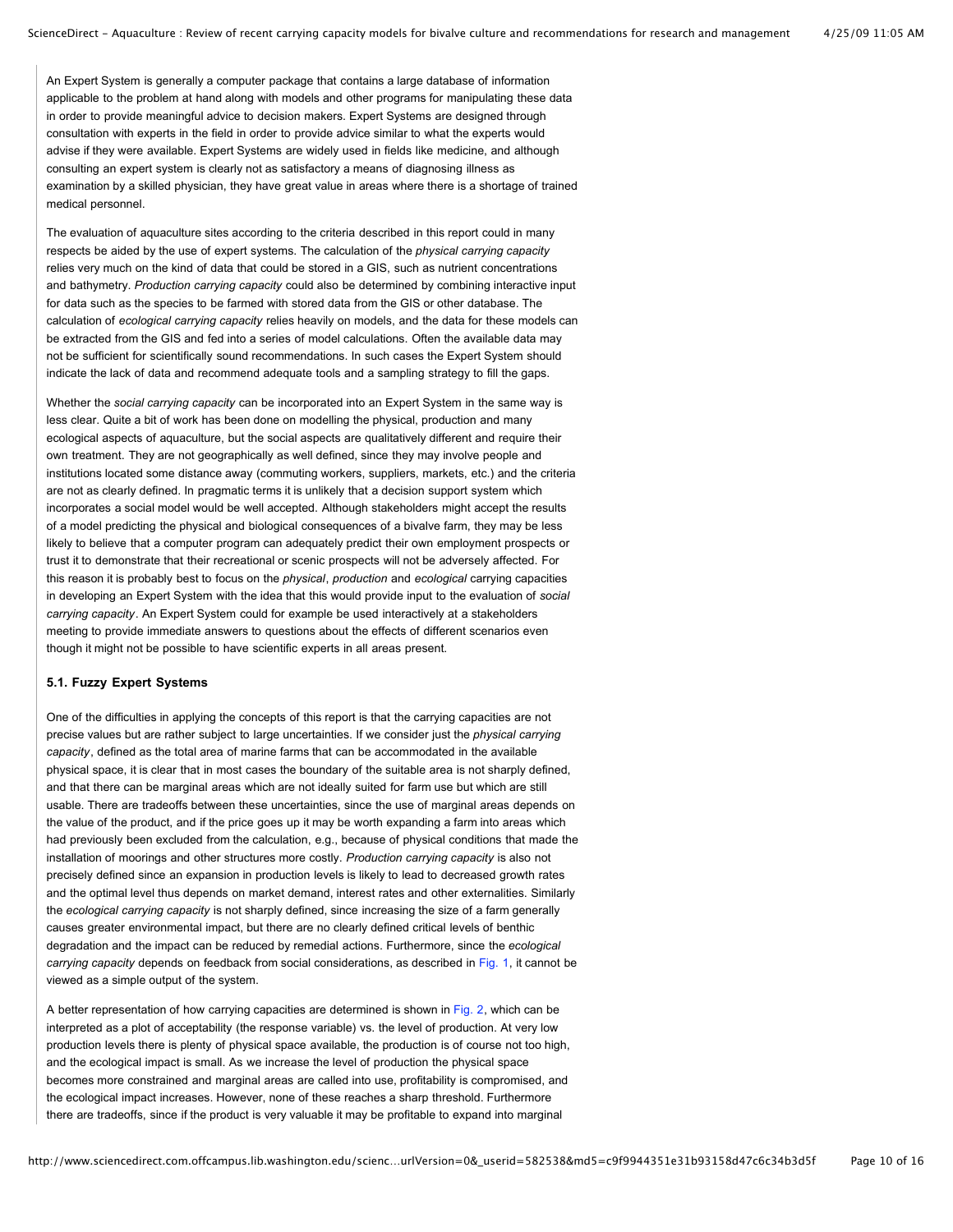An Expert System is generally a computer package that contains a large database of information applicable to the problem at hand along with models and other programs for manipulating these data in order to provide meaningful advice to decision makers. Expert Systems are designed through consultation with experts in the field in order to provide advice similar to what the experts would advise if they were available. Expert Systems are widely used in fields like medicine, and although consulting an expert system is clearly not as satisfactory a means of diagnosing illness as examination by a skilled physician, they have great value in areas where there is a shortage of trained medical personnel.

The evaluation of aquaculture sites according to the criteria described in this report could in many respects be aided by the use of expert systems. The calculation of the *physical carrying capacity* relies very much on the kind of data that could be stored in a GIS, such as nutrient concentrations and bathymetry. *Production carrying capacity* could also be determined by combining interactive input for data such as the species to be farmed with stored data from the GIS or other database. The calculation of *ecological carrying capacity* relies heavily on models, and the data for these models can be extracted from the GIS and fed into a series of model calculations. Often the available data may not be sufficient for scientifically sound recommendations. In such cases the Expert System should indicate the lack of data and recommend adequate tools and a sampling strategy to fill the gaps.

Whether the *social carrying capacity* can be incorporated into an Expert System in the same way is less clear. Quite a bit of work has been done on modelling the physical, production and many ecological aspects of aquaculture, but the social aspects are qualitatively different and require their own treatment. They are not geographically as well defined, since they may involve people and institutions located some distance away (commuting workers, suppliers, markets, etc.) and the criteria are not as clearly defined. In pragmatic terms it is unlikely that a decision support system which incorporates a social model would be well accepted. Although stakeholders might accept the results of a model predicting the physical and biological consequences of a bivalve farm, they may be less likely to believe that a computer program can adequately predict their own employment prospects or trust it to demonstrate that their recreational or scenic prospects will not be adversely affected. For this reason it is probably best to focus on the *physical*, *production* and *ecological* carrying capacities in developing an Expert System with the idea that this would provide input to the evaluation of *social carrying capacity*. An Expert System could for example be used interactively at a stakeholders meeting to provide immediate answers to questions about the effects of different scenarios even though it might not be possible to have scientific experts in all areas present.

### 5.1. Fuzzy Expert Systems

One of the difficulties in applying the concepts of this report is that the carrying capacities are not precise values but are rather subject to large uncertainties. If we consider just the *physical carrying capacity*, defined as the total area of marine farms that can be accommodated in the available physical space, it is clear that in most cases the boundary of the suitable area is not sharply defined, and that there can be marginal areas which are not ideally suited for farm use but which are still usable. There are tradeoffs between these uncertainties, since the use of marginal areas depends on the value of the product, and if the price goes up it may be worth expanding a farm into areas which had previously been excluded from the calculation, e.g., because of physical conditions that made the installation of moorings and other structures more costly. *Production carrying capacity* is also not precisely defined since an expansion in production levels is likely to lead to decreased growth rates and the optimal level thus depends on market demand, interest rates and other externalities. Similarly the *ecological carrying capacity* is not sharply defined, since increasing the size of a farm generally causes greater environmental impact, but there are no clearly defined critical levels of benthic degradation and the impact can be reduced by remedial actions. Furthermore, since the *ecological carrying capacity* depends on feedback from social considerations, as described in Fig. 1, it cannot be viewed as a simple output of the system.

A better representation of how carrying capacities are determined is shown in Fig. 2, which can be interpreted as a plot of acceptability (the response variable) vs. the level of production. At very low production levels there is plenty of physical space available, the production is of course not too high, and the ecological impact is small. As we increase the level of production the physical space becomes more constrained and marginal areas are called into use, profitability is compromised, and the ecological impact increases. However, none of these reaches a sharp threshold. Furthermore there are tradeoffs, since if the product is very valuable it may be profitable to expand into marginal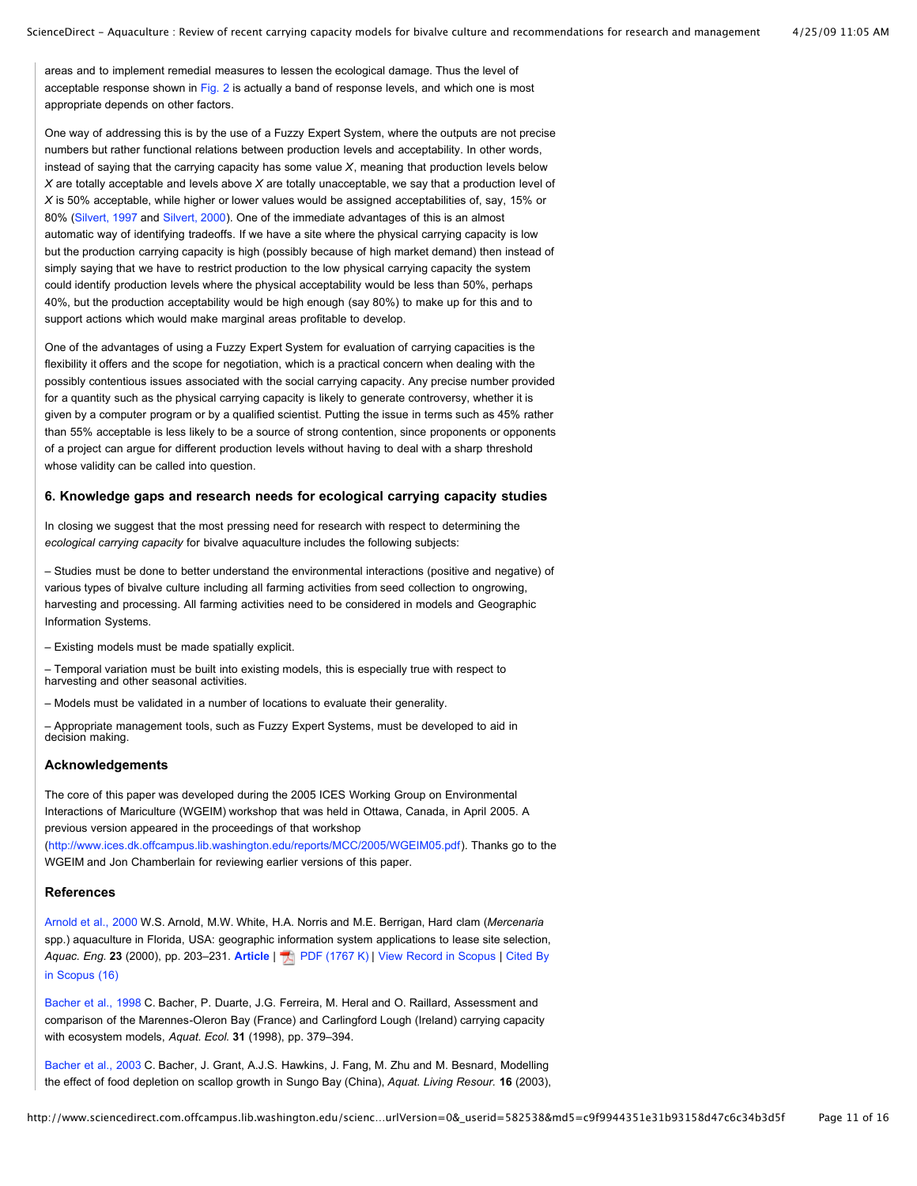areas and to implement remedial measures to lessen the ecological damage. Thus the level of acceptable response shown in Fig. 2 is actually a band of response levels, and which one is most appropriate depends on other factors.

One way of addressing this is by the use of a Fuzzy Expert System, where the outputs are not precise numbers but rather functional relations between production levels and acceptability. In other words, instead of saying that the carrying capacity has some value *X*, meaning that production levels below *X* are totally acceptable and levels above *X* are totally unacceptable, we say that a production level of *X* is 50% acceptable, while higher or lower values would be assigned acceptabilities of, say, 15% or 80% (Silvert, 1997 and Silvert, 2000). One of the immediate advantages of this is an almost automatic way of identifying tradeoffs. If we have a site where the physical carrying capacity is low but the production carrying capacity is high (possibly because of high market demand) then instead of simply saying that we have to restrict production to the low physical carrying capacity the system could identify production levels where the physical acceptability would be less than 50%, perhaps 40%, but the production acceptability would be high enough (say 80%) to make up for this and to support actions which would make marginal areas profitable to develop.

One of the advantages of using a Fuzzy Expert System for evaluation of carrying capacities is the flexibility it offers and the scope for negotiation, which is a practical concern when dealing with the possibly contentious issues associated with the social carrying capacity. Any precise number provided for a quantity such as the physical carrying capacity is likely to generate controversy, whether it is given by a computer program or by a qualified scientist. Putting the issue in terms such as 45% rather than 55% acceptable is less likely to be a source of strong contention, since proponents or opponents of a project can argue for different production levels without having to deal with a sharp threshold whose validity can be called into question.

### 6. Knowledge gaps and research needs for ecological carrying capacity studies

In closing we suggest that the most pressing need for research with respect to determining the *ecological carrying capacity* for bivalve aquaculture includes the following subjects:

– Studies must be done to better understand the environmental interactions (positive and negative) of various types of bivalve culture including all farming activities from seed collection to ongrowing, harvesting and processing. All farming activities need to be considered in models and Geographic Information Systems.

– Existing models must be made spatially explicit.

– Temporal variation must be built into existing models, this is especially true with respect to harvesting and other seasonal activities.

– Models must be validated in a number of locations to evaluate their generality.

– Appropriate management tools, such as Fuzzy Expert Systems, must be developed to aid in decision making.

### Acknowledgements

The core of this paper was developed during the 2005 ICES Working Group on Environmental Interactions of Mariculture (WGEIM) workshop that was held in Ottawa, Canada, in April 2005. A previous version appeared in the proceedings of that workshop (http://www.ices.dk.offcampus.lib.washington.edu/reports/MCC/2005/WGEIM05.pdf). Thanks go to the WGEIM and Jon Chamberlain for reviewing earlier versions of this paper.

### References

Arnold et al., 2000 W.S. Arnold, M.W. White, H.A. Norris and M.E. Berrigan, Hard clam (*Mercenaria* spp.) aquaculture in Florida, USA: geographic information system applications to lease site selection, *Aquac. Eng.* **23** (2000), pp. 203–231. **Article** | PDF (1767 K) | View Record in Scopus | Cited By in Scopus (16)

Bacher et al., 1998 C. Bacher, P. Duarte, J.G. Ferreira, M. Heral and O. Raillard, Assessment and comparison of the Marennes-Oleron Bay (France) and Carlingford Lough (Ireland) carrying capacity with ecosystem models, *Aquat. Ecol.* **31** (1998), pp. 379–394.

Bacher et al., 2003 C. Bacher, J. Grant, A.J.S. Hawkins, J. Fang, M. Zhu and M. Besnard, Modelling the effect of food depletion on scallop growth in Sungo Bay (China), *Aquat. Living Resour.* **16** (2003),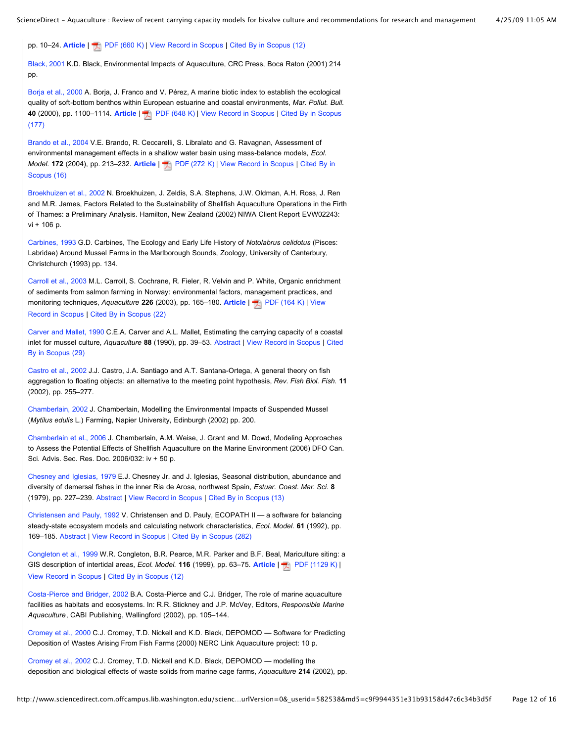pp. 10–24. **Article** | PDF (660 K) | View Record in Scopus | Cited By in Scopus (12)

Black, 2001 K.D. Black, Environmental Impacts of Aquaculture, CRC Press, Boca Raton (2001) 214 pp.

Borja et al., 2000 A. Borja, J. Franco and V. Pérez, A marine biotic index to establish the ecological quality of soft-bottom benthos within European estuarine and coastal environments, *Mar. Pollut. Bull.* **40** (2000), pp. 1100–1114. **Article** | PDF (648 K) | View Record in Scopus | Cited By in Scopus (177)

Brando et al., 2004 V.E. Brando, R. Ceccarelli, S. Libralato and G. Ravagnan, Assessment of environmental management effects in a shallow water basin using mass-balance models, *Ecol. Model.* **172** (2004), pp. 213–232. **Article** | PDF (272 K) | View Record in Scopus | Cited By in Scopus (16)

Broekhuizen et al., 2002 N. Broekhuizen, J. Zeldis, S.A. Stephens, J.W. Oldman, A.H. Ross, J. Ren and M.R. James, Factors Related to the Sustainability of Shellfish Aquaculture Operations in the Firth of Thames: a Preliminary Analysis. Hamilton, New Zealand (2002) NIWA Client Report EVW02243: vi + 106 p.

Carbines, 1993 G.D. Carbines, The Ecology and Early Life History of *Notolabrus celidotus* (Pisces: Labridae) Around Mussel Farms in the Marlborough Sounds, Zoology, University of Canterbury, Christchurch (1993) pp. 134.

Carroll et al., 2003 M.L. Carroll, S. Cochrane, R. Fieler, R. Velvin and P. White, Organic enrichment of sediments from salmon farming in Norway: environmental factors, management practices, and monitoring techniques, *Aquaculture* **226** (2003), pp. 165–180. **Article** | PDF (164 K) | View Record in Scopus | Cited By in Scopus (22)

Carver and Mallet, 1990 C.E.A. Carver and A.L. Mallet, Estimating the carrying capacity of a coastal inlet for mussel culture, *Aquaculture* **88** (1990), pp. 39–53. Abstract | View Record in Scopus | Cited By in Scopus (29)

Castro et al., 2002 J.J. Castro, J.A. Santiago and A.T. Santana-Ortega, A general theory on fish aggregation to floating objects: an alternative to the meeting point hypothesis, *Rev. Fish Biol. Fish.* **11** (2002), pp. 255–277.

Chamberlain, 2002 J. Chamberlain, Modelling the Environmental Impacts of Suspended Mussel (*Mytilus edulis* L.) Farming, Napier University, Edinburgh (2002) pp. 200.

Chamberlain et al., 2006 J. Chamberlain, A.M. Weise, J. Grant and M. Dowd, Modeling Approaches to Assess the Potential Effects of Shellfish Aquaculture on the Marine Environment (2006) DFO Can. Sci. Advis. Sec. Res. Doc. 2006/032: iv + 50 p.

Chesney and Iglesias, 1979 E.J. Chesney Jr. and J. Iglesias, Seasonal distribution, abundance and diversity of demersal fishes in the inner Ria de Arosa, northwest Spain, *Estuar. Coast. Mar. Sci.* **8** (1979), pp. 227–239. Abstract | View Record in Scopus | Cited By in Scopus (13)

Christensen and Pauly, 1992 V. Christensen and D. Pauly, ECOPATH II — a software for balancing steady-state ecosystem models and calculating network characteristics, *Ecol. Model.* **61** (1992), pp. 169–185. Abstract | View Record in Scopus | Cited By in Scopus (282)

Congleton et al., 1999 W.R. Congleton, B.R. Pearce, M.R. Parker and B.F. Beal, Mariculture siting: a GIS description of intertidal areas, *Ecol. Model.* **116** (1999), pp. 63–75. **Article** | PDF (1129 K) | View Record in Scopus | Cited By in Scopus (12)

Costa-Pierce and Bridger, 2002 B.A. Costa-Pierce and C.J. Bridger, The role of marine aquaculture facilities as habitats and ecosystems. In: R.R. Stickney and J.P. McVey, Editors, *Responsible Marine Aquaculture*, CABI Publishing, Wallingford (2002), pp. 105–144.

Cromey et al., 2000 C.J. Cromey, T.D. Nickell and K.D. Black, DEPOMOD — Software for Predicting Deposition of Wastes Arising From Fish Farms (2000) NERC Link Aquaculture project: 10 p.

Cromey et al., 2002 C.J. Cromey, T.D. Nickell and K.D. Black, DEPOMOD — modelling the deposition and biological effects of waste solids from marine cage farms, *Aquaculture* **214** (2002), pp.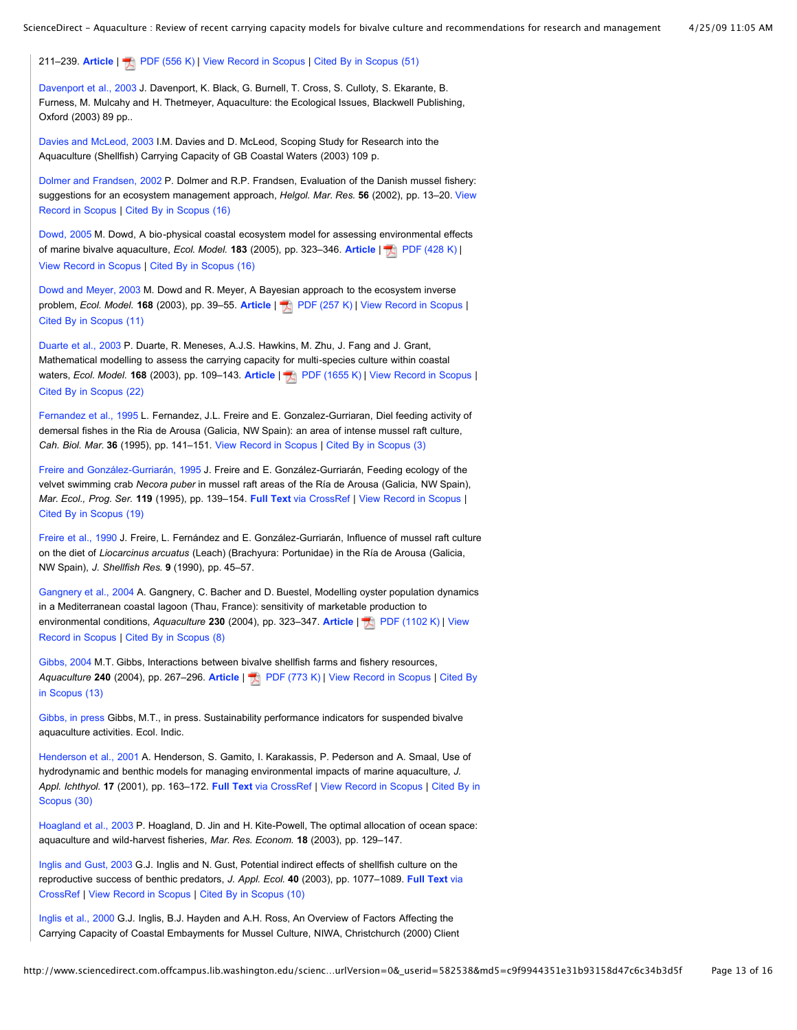211–239. **Article** | PDF (556 K) | View Record in Scopus | Cited By in Scopus (51)

Davenport et al., 2003 J. Davenport, K. Black, G. Burnell, T. Cross, S. Culloty, S. Ekarante, B. Furness, M. Mulcahy and H. Thetmeyer, Aquaculture: the Ecological Issues, Blackwell Publishing, Oxford (2003) 89 pp..

Davies and McLeod, 2003 I.M. Davies and D. McLeod, Scoping Study for Research into the Aquaculture (Shellfish) Carrying Capacity of GB Coastal Waters (2003) 109 p.

Dolmer and Frandsen, 2002 P. Dolmer and R.P. Frandsen, Evaluation of the Danish mussel fishery: suggestions for an ecosystem management approach, *Helgol. Mar. Res.* **56** (2002), pp. 13–20. View Record in Scopus | Cited By in Scopus (16)

Dowd, 2005 M. Dowd, A bio-physical coastal ecosystem model for assessing environmental effects of marine bivalve aquaculture, *Ecol. Model.* **183** (2005), pp. 323–346. **Article** | PDF (428 K) | View Record in Scopus | Cited By in Scopus (16)

Dowd and Meyer, 2003 M. Dowd and R. Meyer, A Bayesian approach to the ecosystem inverse problem, *Ecol. Model.* **168** (2003), pp. 39–55. **Article** | PDF (257 K) | View Record in Scopus | Cited By in Scopus (11)

Duarte et al., 2003 P. Duarte, R. Meneses, A.J.S. Hawkins, M. Zhu, J. Fang and J. Grant, Mathematical modelling to assess the carrying capacity for multi-species culture within coastal waters, *Ecol. Model.* **168** (2003), pp. 109–143. **Article** | PDF (1655 K) | View Record in Scopus | Cited By in Scopus (22)

Fernandez et al., 1995 L. Fernandez, J.L. Freire and E. Gonzalez-Gurriaran, Diel feeding activity of demersal fishes in the Ria de Arousa (Galicia, NW Spain): an area of intense mussel raft culture, *Cah. Biol. Mar.* **36** (1995), pp. 141–151. View Record in Scopus | Cited By in Scopus (3)

Freire and González-Gurriarán, 1995 J. Freire and E. González-Gurriarán, Feeding ecology of the velvet swimming crab *Necora puber* in mussel raft areas of the Ría de Arousa (Galicia, NW Spain), *Mar. Ecol., Prog. Ser.* **119** (1995), pp. 139–154. **Full Text** via CrossRef | View Record in Scopus | Cited By in Scopus (19)

Freire et al., 1990 J. Freire, L. Fernández and E. González-Gurriarán, Influence of mussel raft culture on the diet of *Liocarcinus arcuatus* (Leach) (Brachyura: Portunidae) in the Ría de Arousa (Galicia, NW Spain), *J. Shellfish Res.* **9** (1990), pp. 45–57.

Gangnery et al., 2004 A. Gangnery, C. Bacher and D. Buestel, Modelling oyster population dynamics in a Mediterranean coastal lagoon (Thau, France): sensitivity of marketable production to environmental conditions, *Aquaculture* **230** (2004), pp. 323–347. **Article** | PDF (1102 K) | View Record in Scopus | Cited By in Scopus (8)

Gibbs, 2004 M.T. Gibbs, Interactions between bivalve shellfish farms and fishery resources, *Aquaculture* **240** (2004), pp. 267–296. **Article** | PDF (773 K) | View Record in Scopus | Cited By in Scopus (13)

Gibbs, in press Gibbs, M.T., in press. Sustainability performance indicators for suspended bivalve aquaculture activities. Ecol. Indic.

Henderson et al., 2001 A. Henderson, S. Gamito, I. Karakassis, P. Pederson and A. Smaal, Use of hydrodynamic and benthic models for managing environmental impacts of marine aquaculture, *J. Appl. Ichthyol.* **17** (2001), pp. 163–172. **Full Text** via CrossRef | View Record in Scopus | Cited By in Scopus (30)

Hoagland et al., 2003 P. Hoagland, D. Jin and H. Kite-Powell, The optimal allocation of ocean space: aquaculture and wild-harvest fisheries, *Mar. Res. Econom.* **18** (2003), pp. 129–147.

Inglis and Gust, 2003 G.J. Inglis and N. Gust, Potential indirect effects of shellfish culture on the reproductive success of benthic predators, *J. Appl. Ecol.* **40** (2003), pp. 1077–1089. **Full Text** via CrossRef | View Record in Scopus | Cited By in Scopus (10)

Inglis et al., 2000 G.J. Inglis, B.J. Hayden and A.H. Ross, An Overview of Factors Affecting the Carrying Capacity of Coastal Embayments for Mussel Culture, NIWA, Christchurch (2000) Client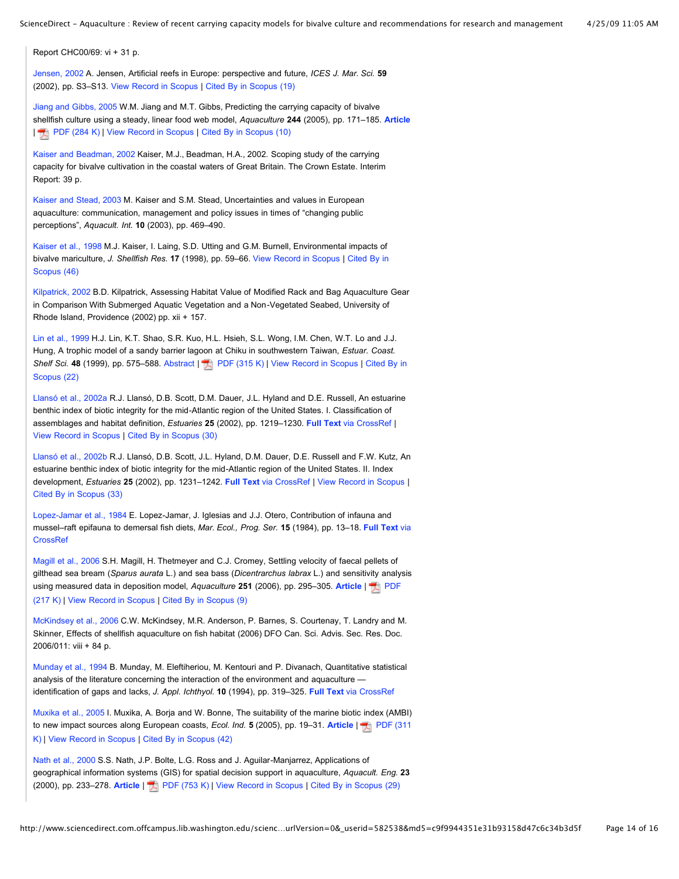Report CHC00/69: vi + 31 p.

Jensen, 2002 A. Jensen, Artificial reefs in Europe: perspective and future, *ICES J. Mar. Sci.* **59** (2002), pp. S3–S13. View Record in Scopus | Cited By in Scopus (19)

Jiang and Gibbs, 2005 W.M. Jiang and M.T. Gibbs, Predicting the carrying capacity of bivalve shellfish culture using a steady, linear food web model, *Aquaculture* **244** (2005), pp. 171–185. **Article** | PDF (284 K) | View Record in Scopus | Cited By in Scopus (10)

Kaiser and Beadman, 2002 Kaiser, M.J., Beadman, H.A., 2002. Scoping study of the carrying capacity for bivalve cultivation in the coastal waters of Great Britain. The Crown Estate. Interim Report: 39 p.

Kaiser and Stead, 2003 M. Kaiser and S.M. Stead, Uncertainties and values in European aquaculture: communication, management and policy issues in times of "changing public perceptions", *Aquacult. Int.* **10** (2003), pp. 469–490.

Kaiser et al., 1998 M.J. Kaiser, I. Laing, S.D. Utting and G.M. Burnell, Environmental impacts of bivalve mariculture, *J. Shellfish Res.* **17** (1998), pp. 59–66. View Record in Scopus | Cited By in Scopus (46)

Kilpatrick, 2002 B.D. Kilpatrick, Assessing Habitat Value of Modified Rack and Bag Aquaculture Gear in Comparison With Submerged Aquatic Vegetation and a Non-Vegetated Seabed, University of Rhode Island, Providence (2002) pp. xii + 157.

Lin et al., 1999 H.J. Lin, K.T. Shao, S.R. Kuo, H.L. Hsieh, S.L. Wong, I.M. Chen, W.T. Lo and J.J. Hung, A trophic model of a sandy barrier lagoon at Chiku in southwestern Taiwan, *Estuar. Coast. Shelf Sci.* **48** (1999), pp. 575–588. Abstract | PDF (315 K) | View Record in Scopus | Cited By in Scopus (22)

Llansó et al., 2002a R.J. Llansó, D.B. Scott, D.M. Dauer, J.L. Hyland and D.E. Russell, An estuarine benthic index of biotic integrity for the mid-Atlantic region of the United States. I. Classification of assemblages and habitat definition, *Estuaries* **25** (2002), pp. 1219–1230. **Full Text** via CrossRef | View Record in Scopus | Cited By in Scopus (30)

Llansó et al., 2002b R.J. Llansó, D.B. Scott, J.L. Hyland, D.M. Dauer, D.E. Russell and F.W. Kutz, An estuarine benthic index of biotic integrity for the mid-Atlantic region of the United States. II. Index development, *Estuaries* **25** (2002), pp. 1231–1242. **Full Text** via CrossRef | View Record in Scopus | Cited By in Scopus (33)

Lopez-Jamar et al., 1984 E. Lopez-Jamar, J. Iglesias and J.J. Otero, Contribution of infauna and mussel–raft epifauna to demersal fish diets, *Mar. Ecol., Prog. Ser.* **15** (1984), pp. 13–18. **Full Text** via CrossRef

Magill et al., 2006 S.H. Magill, H. Thetmeyer and C.J. Cromey, Settling velocity of faecal pellets of gilthead sea bream (*Sparus aurata* L.) and sea bass (*Dicentrarchus labrax* L.) and sensitivity analysis using measured data in deposition model, *Aquaculture* **251** (2006), pp. 295–305. **Article** | PDF (217 K) | View Record in Scopus | Cited By in Scopus (9)

McKindsey et al., 2006 C.W. McKindsey, M.R. Anderson, P. Barnes, S. Courtenay, T. Landry and M. Skinner, Effects of shellfish aquaculture on fish habitat (2006) DFO Can. Sci. Advis. Sec. Res. Doc. 2006/011: viii + 84 p.

Munday et al., 1994 B. Munday, M. Eleftheriou, M. Kentouri and P. Divanach, Quantitative statistical analysis of the literature concerning the interaction of the environment and aquaculture — identification of gaps and lacks, *J. Appl. Ichthyol.* **10** (1994), pp. 319–325. **Full Text** via CrossRef

Muxika et al., 2005 I. Muxika, A. Borja and W. Bonne, The suitability of the marine biotic index (AMBI) to new impact sources along European coasts, *Ecol. Ind.* **5** (2005), pp. 19–31. **Article** | PDF (311 K) | View Record in Scopus | Cited By in Scopus (42)

Nath et al., 2000 S.S. Nath, J.P. Bolte, L.G. Ross and J. Aguilar-Manjarrez, Applications of geographical information systems (GIS) for spatial decision support in aquaculture, *Aquacult. Eng.* **23** (2000), pp. 233–278. **Article** | PDF (753 K) | View Record in Scopus | Cited By in Scopus (29)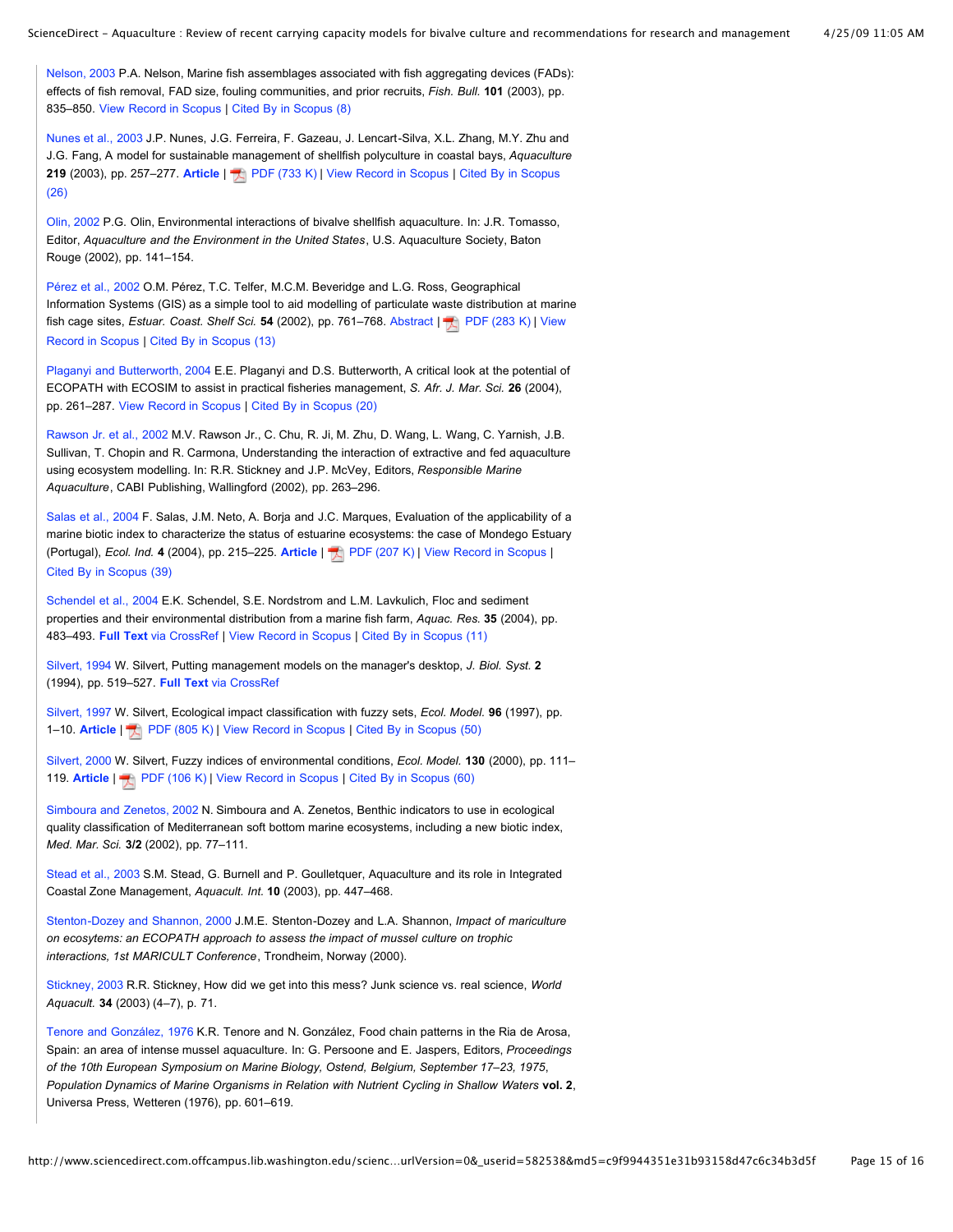Nelson, 2003 P.A. Nelson, Marine fish assemblages associated with fish aggregating devices (FADs): effects of fish removal, FAD size, fouling communities, and prior recruits, *Fish. Bull.* **101** (2003), pp. 835–850. View Record in Scopus | Cited By in Scopus (8)

Nunes et al., 2003 J.P. Nunes, J.G. Ferreira, F. Gazeau, J. Lencart-Silva, X.L. Zhang, M.Y. Zhu and J.G. Fang, A model for sustainable management of shellfish polyculture in coastal bays, *Aquaculture* **219** (2003), pp. 257–277. **Article** | PDF (733 K) | View Record in Scopus | Cited By in Scopus (26)

Olin, 2002 P.G. Olin, Environmental interactions of bivalve shellfish aquaculture. In: J.R. Tomasso, Editor, *Aquaculture and the Environment in the United States*, U.S. Aquaculture Society, Baton Rouge (2002), pp. 141–154.

Pérez et al., 2002 O.M. Pérez, T.C. Telfer, M.C.M. Beveridge and L.G. Ross, Geographical Information Systems (GIS) as a simple tool to aid modelling of particulate waste distribution at marine fish cage sites, *Estuar. Coast. Shelf Sci.* **54** (2002), pp. 761–768. Abstract | PDF (283 K) | View Record in Scopus | Cited By in Scopus (13)

Plaganyi and Butterworth, 2004 E.E. Plaganyi and D.S. Butterworth, A critical look at the potential of ECOPATH with ECOSIM to assist in practical fisheries management, *S. Afr. J. Mar. Sci.* **26** (2004), pp. 261–287. View Record in Scopus | Cited By in Scopus (20)

Rawson Jr. et al., 2002 M.V. Rawson Jr., C. Chu, R. Ji, M. Zhu, D. Wang, L. Wang, C. Yarnish, J.B. Sullivan, T. Chopin and R. Carmona, Understanding the interaction of extractive and fed aquaculture using ecosystem modelling. In: R.R. Stickney and J.P. McVey, Editors, *Responsible Marine Aquaculture*, CABI Publishing, Wallingford (2002), pp. 263–296.

Salas et al., 2004 F. Salas, J.M. Neto, A. Borja and J.C. Marques, Evaluation of the applicability of a marine biotic index to characterize the status of estuarine ecosystems: the case of Mondego Estuary (Portugal), *Ecol. Ind.* **4** (2004), pp. 215–225. **Article** | PDF (207 K) | View Record in Scopus | Cited By in Scopus (39)

Schendel et al., 2004 E.K. Schendel, S.E. Nordstrom and L.M. Lavkulich, Floc and sediment properties and their environmental distribution from a marine fish farm, *Aquac. Res.* **35** (2004), pp. 483–493. **Full Text** via CrossRef | View Record in Scopus | Cited By in Scopus (11)

Silvert, 1994 W. Silvert, Putting management models on the manager's desktop, *J. Biol. Syst.* **2** (1994), pp. 519–527. **Full Text** via CrossRef

Silvert, 1997 W. Silvert, Ecological impact classification with fuzzy sets, *Ecol. Model.* **96** (1997), pp. 1–10. **Article** | PDF (805 K) | View Record in Scopus | Cited By in Scopus (50)

Silvert, 2000 W. Silvert, Fuzzy indices of environmental conditions, *Ecol. Model.* **130** (2000), pp. 111–119. **Article** | PDF (106 K) | View Record in Scopus | Cited By in Scopus (60)

Simboura and Zenetos, 2002 N. Simboura and A. Zenetos, Benthic indicators to use in ecological quality classification of Mediterranean soft bottom marine ecosystems, including a new biotic index, *Med. Mar. Sci.* **3/2** (2002), pp. 77–111.

Stead et al., 2003 S.M. Stead, G. Burnell and P. Goulletquer, Aquaculture and its role in Integrated Coastal Zone Management, *Aquacult. Int.* **10** (2003), pp. 447–468.

Stenton-Dozey and Shannon, 2000 J.M.E. Stenton-Dozey and L.A. Shannon, *Impact of mariculture on ecosystems: an ECOPATH approach to assess the impact of mussel culture on trophic interactions, 1st MARICULT Conference*, Trondheim, Norway (2000).

Stickney, 2003 R.R. Stickney, How did we get into this mess? Junk science vs. real science, *World Aquacult.* **34** (2003) (4–7), p. 71.

Tenore and González, 1976 K.R. Tenore and N. González, Food chain patterns in the Ria de Arosa, Spain: an area of intense mussel aquaculture. In: G. Persoone and E. Jaspers, Editors, *Proceedings of the 10th European Symposium on Marine Biology, Ostend, Belgium, September 17–23, 1975, Population Dynamics of Marine Organisms in Relation with Nutrient Cycling in Shallow Waters* **vol. 2**, Universa Press, Wetteren (1976), pp. 601–619.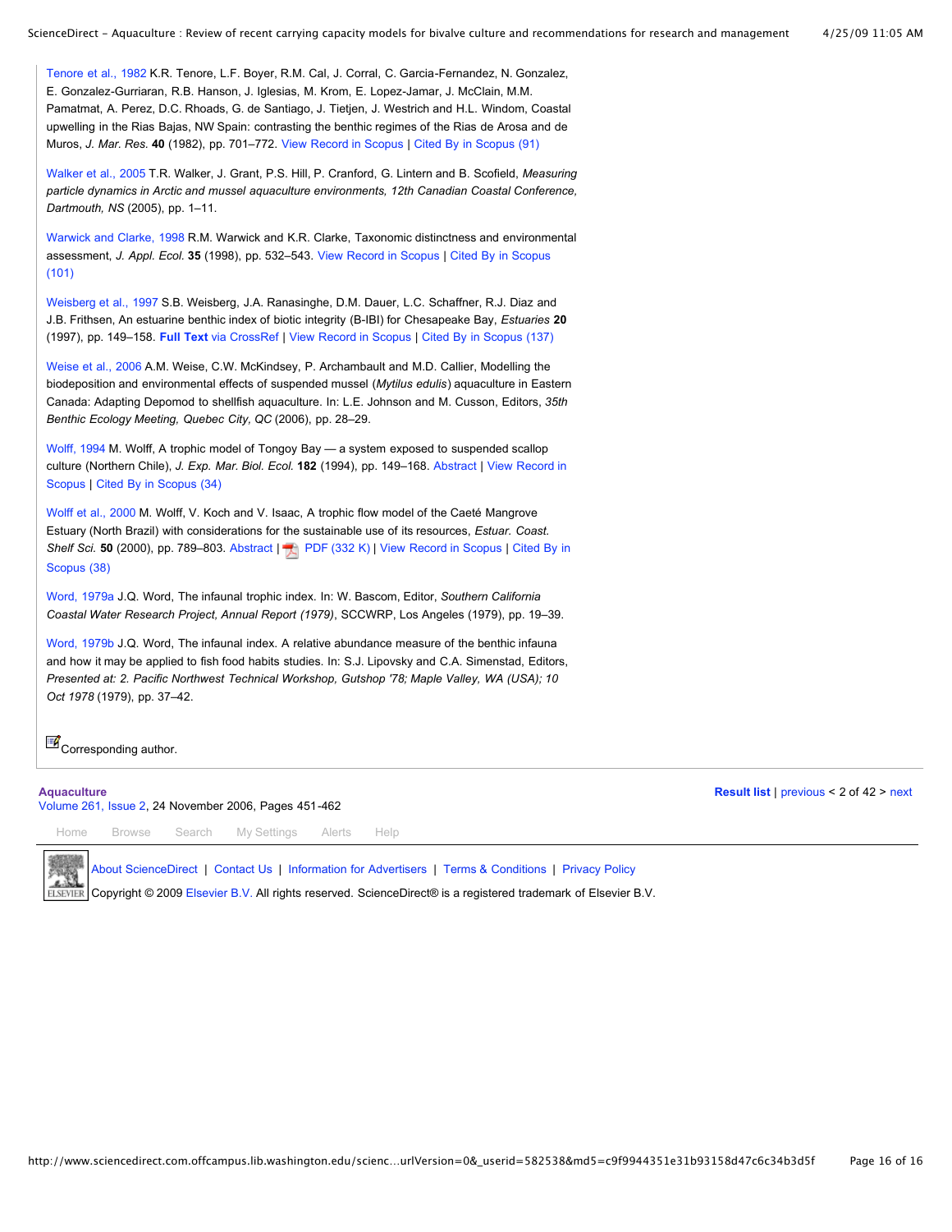Tenore et al., 1982 K.R. Tenore, L.F. Boyer, R.M. Cal, J. Corral, C. Garcia-Fernandez, N. Gonzalez, E. Gonzalez-Gurriaran, R.B. Hanson, J. Iglesias, M. Krom, E. Lopez-Jamar, J. McClain, M.M. Pamatmat, A. Perez, D.C. Rhoads, G. de Santiago, J. Tietjen, J. Westrich and H.L. Windom, Coastal upwelling in the Rias Bajas, NW Spain: contrasting the benthic regimes of the Rias de Arosa and de Muros, *J. Mar. Res.* **40** (1982), pp. 701–772. View Record in Scopus | Cited By in Scopus (91)

Walker et al., 2005 T.R. Walker, J. Grant, P.S. Hill, P. Cranford, G. Lintern and B. Scofield, *Measuring particle dynamics in Arctic and mussel aquaculture environments, 12th Canadian Coastal Conference, Dartmouth, NS* (2005), pp. 1–11.

Warwick and Clarke, 1998 R.M. Warwick and K.R. Clarke, Taxonomic distinctness and environmental assessment, *J. Appl. Ecol.* **35** (1998), pp. 532–543. View Record in Scopus | Cited By in Scopus (101)

Weisberg et al., 1997 S.B. Weisberg, J.A. Ranasinghe, D.M. Dauer, L.C. Schaffner, R.J. Diaz and J.B. Frithsen, An estuarine benthic index of biotic integrity (B-IBI) for Chesapeake Bay, *Estuaries* **20** (1997), pp. 149–158. **Full Text** via CrossRef | View Record in Scopus | Cited By in Scopus (137)

Weise et al., 2006 A.M. Weise, C.W. McKindsey, P. Archambault and M.D. Callier, Modelling the biodeposition and environmental effects of suspended mussel (*Mytilus edulis*) aquaculture in Eastern Canada: Adapting Depomod to shellfish aquaculture. In: L.E. Johnson and M. Cusson, Editors, *35th Benthic Ecology Meeting, Quebec City, QC* (2006), pp. 28–29.

Wolff, 1994 M. Wolff, A trophic model of Tongoy Bay — a system exposed to suspended scallop culture (Northern Chile), *J. Exp. Mar. Biol. Ecol.* **182** (1994), pp. 149–168. Abstract | View Record in Scopus | Cited By in Scopus (34)

Wolff et al., 2000 M. Wolff, V. Koch and V. Isaac, A trophic flow model of the Caeté Mangrove Estuary (North Brazil) with considerations for the sustainable use of its resources, *Estuar. Coast. Shelf Sci.* **50** (2000), pp. 789–803. Abstract | PDF (332 K) | View Record in Scopus | Cited By in Scopus (38)

Word, 1979a J.Q. Word, The infaunal trophic index. In: W. Bascom, Editor, *Southern California Coastal Water Research Project, Annual Report (1979)*, SCCWRP, Los Angeles (1979), pp. 19–39.

Word, 1979b J.Q. Word, The infaunal index. A relative abundance measure of the benthic infauna and how it may be applied to fish food habits studies. In: S.J. Lipovsky and C.A. Simenstad, Editors, *Presented at: 2. Pacific Northwest Technical Workshop, Gutshop '78; Maple Valley, WA (USA); 10 Oct 1978* (1979), pp. 37–42.

Corresponding author.

Aquaculture
Volume 261, Issue 2, 24 November 2006, Pages 451-462

Result list | previous < 2 of 42 > next

Home Browse Search My Settings Alerts Help

About ScienceDirect | Contact Us | Information for Advertisers | Terms & Conditions | Privacy Policy

Copyright © 2009 Elsevier B.V. All rights reserved. ScienceDirect® is a registered trademark of Elsevier B.V.